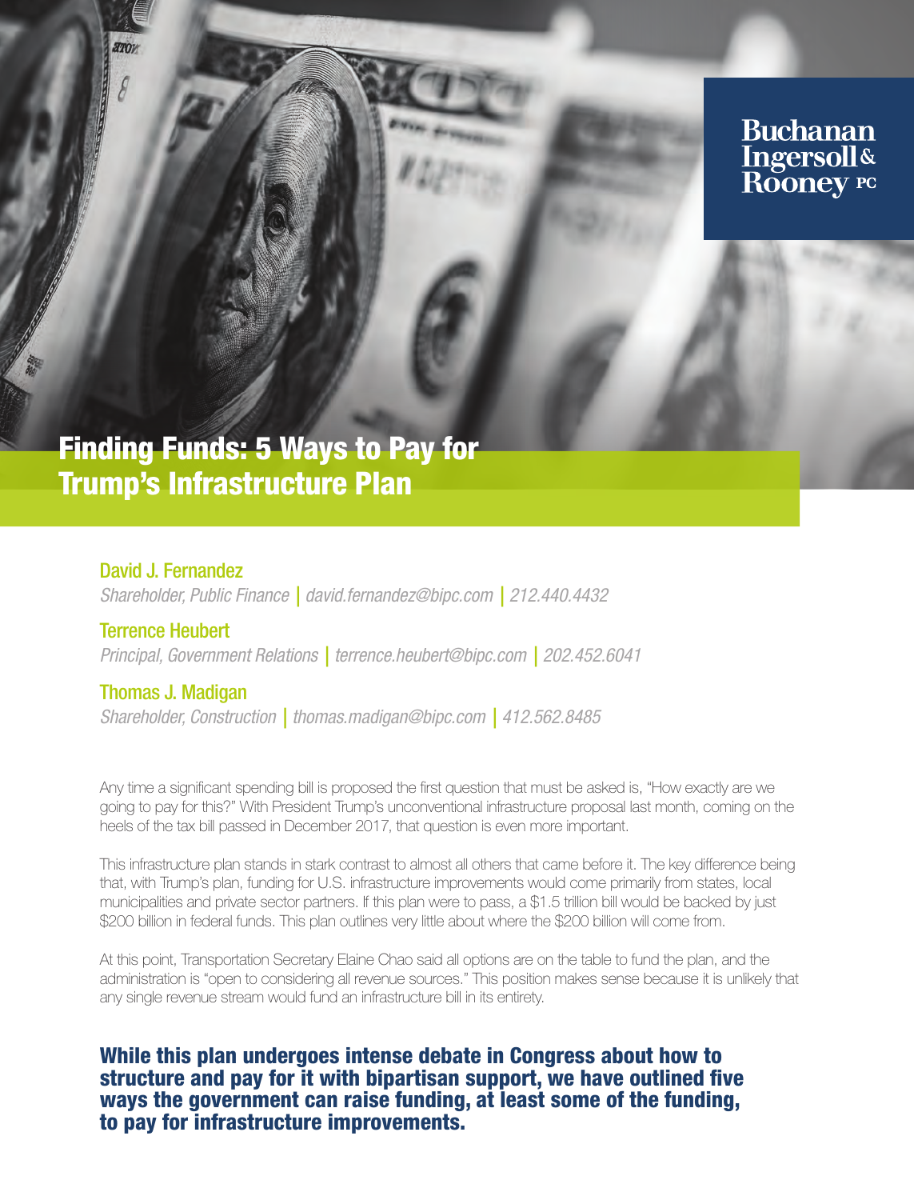Buchanan Ingersoll & Rooney PC

# Finding Funds: 5 Ways to Pay for Trump's Infrastructure Plan

**David J. Fernandez**
*Shareholder, Public Finance | david.fernandez@bipc.com | 212.440.4432*

**Terrence Heubert**
*Principal, Government Relations | terrence.heubert@bipc.com | 202.452.6041*

**Thomas J. Madigan**
*Shareholder, Construction | thomas.madigan@bipc.com | 412.562.8485*

Any time a significant spending bill is proposed the first question that must be asked is, "How exactly are we going to pay for this?" With President Trump's unconventional infrastructure proposal last month, coming on the heels of the tax bill passed in December 2017, that question is even more important.

This infrastructure plan stands in stark contrast to almost all others that came before it. The key difference being that, with Trump's plan, funding for U.S. infrastructure improvements would come primarily from states, local municipalities and private sector partners. If this plan were to pass, a $1.5 trillion bill would be backed by just $200 billion in federal funds. This plan outlines very little about where the $200 billion will come from.

At this point, Transportation Secretary Elaine Chao said all options are on the table to fund the plan, and the administration is "open to considering all revenue sources." This position makes sense because it is unlikely that any single revenue stream would fund an infrastructure bill in its entirety.

**While this plan undergoes intense debate in Congress about how to structure and pay for it with bipartisan support, we have outlined five ways the government can raise funding, at least some of the funding, to pay for infrastructure improvements.**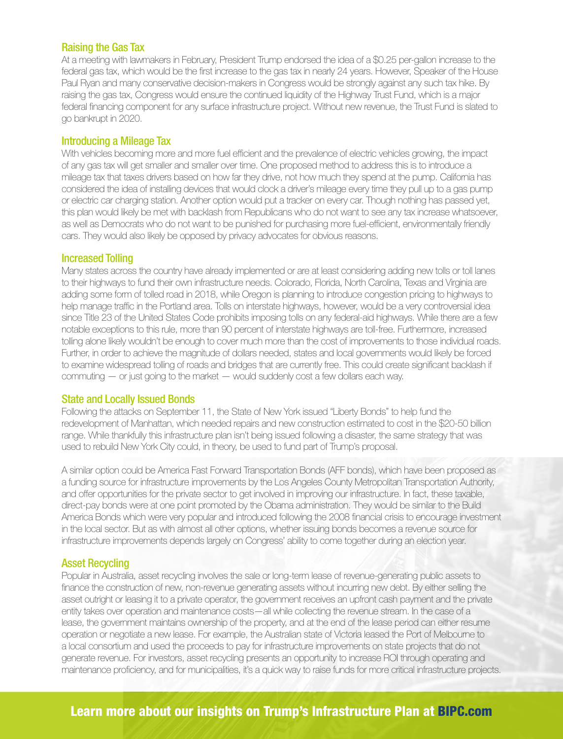## Raising the Gas Tax

At a meeting with lawmakers in February, President Trump endorsed the idea of a $0.25 per-gallon increase to the federal gas tax, which would be the first increase to the gas tax in nearly 24 years. However, Speaker of the House Paul Ryan and many conservative decision-makers in Congress would be strongly against any such tax hike. By raising the gas tax, Congress would ensure the continued liquidity of the Highway Trust Fund, which is a major federal financing component for any surface infrastructure project. Without new revenue, the Trust Fund is slated to go bankrupt in 2020.

## Introducing a Mileage Tax

With vehicles becoming more and more fuel efficient and the prevalence of electric vehicles growing, the impact of any gas tax will get smaller and smaller over time. One proposed method to address this is to introduce a mileage tax that taxes drivers based on how far they drive, not how much they spend at the pump. California has considered the idea of installing devices that would clock a driver's mileage every time they pull up to a gas pump or electric car charging station. Another option would put a tracker on every car. Though nothing has passed yet, this plan would likely be met with backlash from Republicans who do not want to see any tax increase whatsoever, as well as Democrats who do not want to be punished for purchasing more fuel-efficient, environmentally friendly cars. They would also likely be opposed by privacy advocates for obvious reasons.

## Increased Tolling

Many states across the country have already implemented or are at least considering adding new tolls or toll lanes to their highways to fund their own infrastructure needs. Colorado, Florida, North Carolina, Texas and Virginia are adding some form of tolled road in 2018, while Oregon is planning to introduce congestion pricing to highways to help manage traffic in the Portland area. Tolls on interstate highways, however, would be a very controversial idea since Title 23 of the United States Code prohibits imposing tolls on any federal-aid highways. While there are a few notable exceptions to this rule, more than 90 percent of interstate highways are toll-free. Furthermore, increased tolling alone likely wouldn't be enough to cover much more than the cost of improvements to those individual roads. Further, in order to achieve the magnitude of dollars needed, states and local governments would likely be forced to examine widespread tolling of roads and bridges that are currently free. This could create significant backlash if commuting — or just going to the market — would suddenly cost a few dollars each way.

## State and Locally Issued Bonds

Following the attacks on September 11, the State of New York issued "Liberty Bonds" to help fund the redevelopment of Manhattan, which needed repairs and new construction estimated to cost in the $20-50 billion range. While thankfully this infrastructure plan isn't being issued following a disaster, the same strategy that was used to rebuild New York City could, in theory, be used to fund part of Trump's proposal.

A similar option could be America Fast Forward Transportation Bonds (AFF bonds), which have been proposed as a funding source for infrastructure improvements by the Los Angeles County Metropolitan Transportation Authority, and offer opportunities for the private sector to get involved in improving our infrastructure. In fact, these taxable, direct-pay bonds were at one point promoted by the Obama administration. They would be similar to the Build America Bonds which were very popular and introduced following the 2008 financial crisis to encourage investment in the local sector. But as with almost all other options, whether issuing bonds becomes a revenue source for infrastructure improvements depends largely on Congress' ability to come together during an election year.

## Asset Recycling

Popular in Australia, asset recycling involves the sale or long-term lease of revenue-generating public assets to finance the construction of new, non-revenue generating assets without incurring new debt. By either selling the asset outright or leasing it to a private operator, the government receives an upfront cash payment and the private entity takes over operation and maintenance costs—all while collecting the revenue stream. In the case of a lease, the government maintains ownership of the property, and at the end of the lease period can either resume operation or negotiate a new lease. For example, the Australian state of Victoria leased the Port of Melbourne to a local consortium and used the proceeds to pay for infrastructure improvements on state projects that do not generate revenue. For investors, asset recycling presents an opportunity to increase ROI through operating and maintenance proficiency, and for municipalities, it's a quick way to raise funds for more critical infrastructure projects.

**Learn more about our insights on Trump's Infrastructure Plan at BIPC.com**